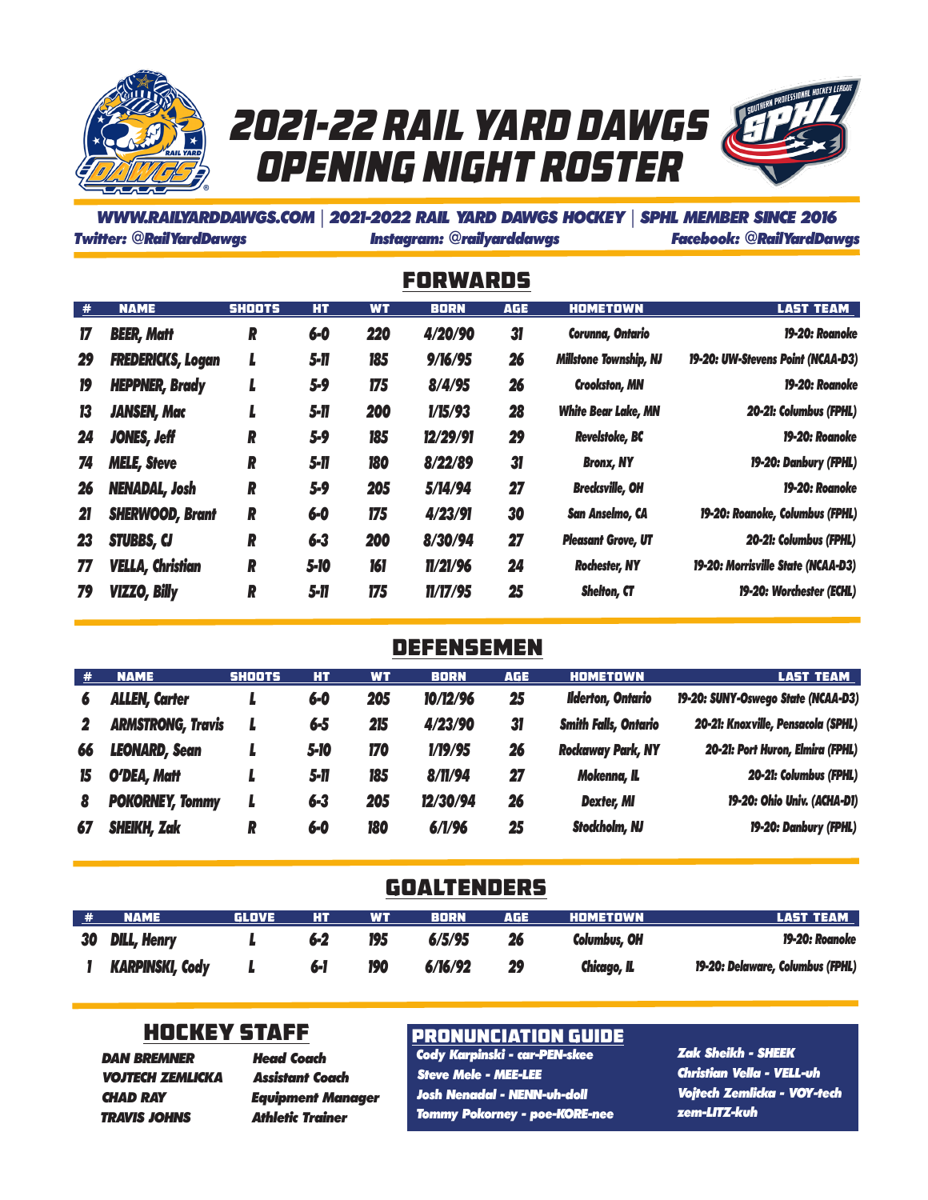# 2021-22 RAIL YARD DAWGS OPENING NIGHT ROSTER

**WWW.RAILYARDDAWGS.COM | 2021-2022 RAIL YARD DAWGS HOCKEY | SPHL MEMBER SINCE 2016**

**Twitter: @RailYardDawgs** **Instagram: @railyarddawgs** **Facebook: @RailYardDawgs**

## FORWARDS

| # | NAME | SHOOTS | HT | WT | BORN | AGE | HOMETOWN | LAST TEAM |
|---|---|---|---|---|---|---|---|---|
| 17 | BEER, Matt | R | 6-0 | 220 | 4/20/90 | 31 | Corunna, Ontario | 19-20: Roanoke |
| 29 | FREDERICKS, Logan | L | 5-11 | 185 | 9/16/95 | 26 | Millstone Township, NJ | 19-20: UW-Stevens Point (NCAA-D3) |
| 19 | HEPPNER, Brady | L | 5-9 | 175 | 8/4/95 | 26 | Crookston, MN | 19-20: Roanoke |
| 13 | JANSEN, Mac | L | 5-11 | 200 | 1/15/93 | 28 | White Bear Lake, MN | 20-21: Columbus (FPHL) |
| 24 | JONES, Jeff | R | 5-9 | 185 | 12/29/91 | 29 | Revelstoke, BC | 19-20: Roanoke |
| 74 | MELE, Steve | R | 5-11 | 180 | 8/22/89 | 31 | Bronx, NY | 19-20: Danbury (FPHL) |
| 26 | NENADAL, Josh | R | 5-9 | 205 | 5/14/94 | 27 | Brecksville, OH | 19-20: Roanoke |
| 21 | SHERWOOD, Brant | R | 6-0 | 175 | 4/23/91 | 30 | San Anselmo, CA | 19-20: Roanoke, Columbus (FPHL) |
| 23 | STUBBS, CJ | R | 6-3 | 200 | 8/30/94 | 27 | Pleasant Grove, UT | 20-21: Columbus (FPHL) |
| 77 | VELLA, Christian | R | 5-10 | 161 | 11/21/96 | 24 | Rochester, NY | 19-20: Morrisville State (NCAA-D3) |
| 79 | VIZZO, Billy | R | 5-11 | 175 | 11/17/95 | 25 | Shelton, CT | 19-20: Worchester (ECHL) |

## DEFENSEMEN

| # | NAME | SHOOTS | HT | WT | BORN | AGE | HOMETOWN | LAST TEAM |
|---|---|---|---|---|---|---|---|---|
| 6 | ALLEN, Carter | L | 6-0 | 205 | 10/12/96 | 25 | Ilderton, Ontario | 19-20: SUNY-Oswego State (NCAA-D3) |
| 2 | ARMSTRONG, Travis | L | 6-5 | 215 | 4/23/90 | 31 | Smith Falls, Ontario | 20-21: Knoxville, Pensacola (SPHL) |
| 66 | LEONARD, Sean | L | 5-10 | 170 | 1/19/95 | 26 | Rockaway Park, NY | 20-21: Port Huron, Elmira (FPHL) |
| 15 | O'DEA, Matt | L | 5-11 | 185 | 8/11/94 | 27 | Mokenna, IL | 20-21: Columbus (FPHL) |
| 8 | POKORNEY, Tommy | L | 6-3 | 205 | 12/30/94 | 26 | Dexter, MI | 19-20: Ohio Univ. (ACHA-D1) |
| 67 | SHEIKH, Zak | R | 6-0 | 180 | 6/1/96 | 25 | Stockholm, NJ | 19-20: Danbury (FPHL) |

## GOALTENDERS

| # | NAME | GLOVE | HT | WT | BORN | AGE | HOMETOWN | LAST TEAM |
|---|---|---|---|---|---|---|---|---|
| 30 | DILL, Henry | L | 6-2 | 195 | 6/5/95 | 26 | Columbus, OH | 19-20: Roanoke |
| 1 | KARPINSKI, Cody | L | 6-1 | 190 | 6/16/92 | 29 | Chicago, IL | 19-20: Delaware, Columbus (FPHL) |

## HOCKEY STAFF

| | |
|---|---|
| DAN BREMNER | Head Coach |
| VOJTECH ZEMLICKA | Assistant Coach |
| CHAD RAY | Equipment Manager |
| TRAVIS JOHNS | Athletic Trainer |

## PRONUNCIATION GUIDE

- Cody Karpinski - car-PEN-skee
- Steve Mele - MEE-LEE
- Josh Nenadal - NENN-uh-doll
- Tommy Pokorney - poe-KORE-nee
- Zak Sheikh - SHEEK
- Christian Vella - VELL-uh
- Vojtech Zemlicka - VOY-tech zem-LITZ-kuh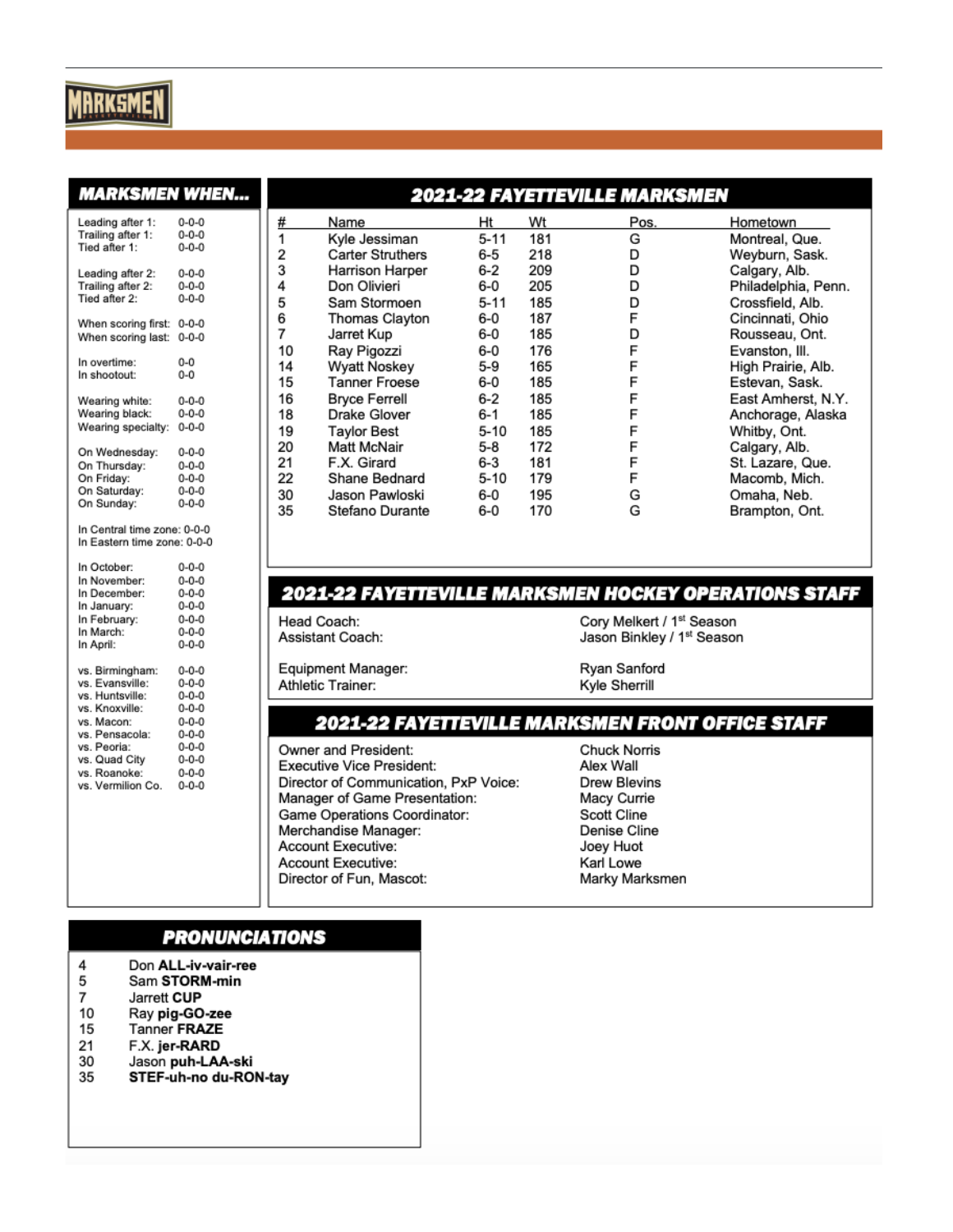MARKSMEN

## MARKSMEN WHEN...

| | |
|---|---|
| Leading after 1: | 0-0-0 |
| Trailing after 1: | 0-0-0 |
| Tied after 1: | 0-0-0 |
| Leading after 2: | 0-0-0 |
| Trailing after 2: | 0-0-0 |
| Tied after 2: | 0-0-0 |
| When scoring first: | 0-0-0 |
| When scoring last: | 0-0-0 |
| In overtime: | 0-0 |
| In shootout: | 0-0 |
| Wearing white: | 0-0-0 |
| Wearing black: | 0-0-0 |
| Wearing specialty: | 0-0-0 |
| On Wednesday: | 0-0-0 |
| On Thursday: | 0-0-0 |
| On Friday: | 0-0-0 |
| On Saturday: | 0-0-0 |
| On Sunday: | 0-0-0 |
| In Central time zone: | 0-0-0 |
| In Eastern time zone: | 0-0-0 |
| In October: | 0-0-0 |
| In November: | 0-0-0 |
| In December: | 0-0-0 |
| In January: | 0-0-0 |
| In February: | 0-0-0 |
| In March: | 0-0-0 |
| In April: | 0-0-0 |
| vs. Birmingham: | 0-0-0 |
| vs. Evansville: | 0-0-0 |
| vs. Huntsville: | 0-0-0 |
| vs. Knoxville: | 0-0-0 |
| vs. Macon: | 0-0-0 |
| vs. Pensacola: | 0-0-0 |
| vs. Peoria: | 0-0-0 |
| vs. Quad City | 0-0-0 |
| vs. Roanoke: | 0-0-0 |
| vs. Vermilion Co. | 0-0-0 |

## 2021-22 FAYETTEVILLE MARKSMEN

| # | Name | Ht | Wt | Pos. | Hometown |
|---|---|---|---|---|---|
| 1 | Kyle Jessiman | 5-11 | 181 | G | Montreal, Que. |
| 2 | Carter Struthers | 6-5 | 218 | D | Weyburn, Sask. |
| 3 | Harrison Harper | 6-2 | 209 | D | Calgary, Alb. |
| 4 | Don Olivieri | 6-0 | 205 | D | Philadelphia, Penn. |
| 5 | Sam Stormoen | 5-11 | 185 | D | Crossfield, Alb. |
| 6 | Thomas Clayton | 6-0 | 187 | F | Cincinnati, Ohio |
| 7 | Jarret Kup | 6-0 | 185 | D | Rousseau, Ont. |
| 10 | Ray Pigozzi | 6-0 | 176 | F | Evanston, Ill. |
| 14 | Wyatt Noskey | 5-9 | 165 | F | High Prairie, Alb. |
| 15 | Tanner Froese | 6-0 | 185 | F | Estevan, Sask. |
| 16 | Bryce Ferrell | 6-2 | 185 | F | East Amherst, N.Y. |
| 18 | Drake Glover | 6-1 | 185 | F | Anchorage, Alaska |
| 19 | Taylor Best | 5-10 | 185 | F | Whitby, Ont. |
| 20 | Matt McNair | 5-8 | 172 | F | Calgary, Alb. |
| 21 | F.X. Girard | 6-3 | 181 | F | St. Lazare, Que. |
| 22 | Shane Bednard | 5-10 | 179 | F | Macomb, Mich. |
| 30 | Jason Pawloski | 6-0 | 195 | G | Omaha, Neb. |
| 35 | Stefano Durante | 6-0 | 170 | G | Brampton, Ont. |

## 2021-22 FAYETTEVILLE MARKSMEN HOCKEY OPERATIONS STAFF

| | |
|---|---|
| Head Coach: | Cory Melkert / 1st Season |
| Assistant Coach: | Jason Binkley / 1st Season |
| Equipment Manager: | Ryan Sanford |
| Athletic Trainer: | Kyle Sherrill |

## 2021-22 FAYETTEVILLE MARKSMEN FRONT OFFICE STAFF

| | |
|---|---|
| Owner and President: | Chuck Norris |
| Executive Vice President: | Alex Wall |
| Director of Communication, PxP Voice: | Drew Blevins |
| Manager of Game Presentation: | Macy Currie |
| Game Operations Coordinator: | Scott Cline |
| Merchandise Manager: | Denise Cline |
| Account Executive: | Joey Huot |
| Account Executive: | Karl Lowe |
| Director of Fun, Mascot: | Marky Marksmen |

## PRONUNCIATIONS

| | |
|---|---|
| 4 | Don **ALL-iv-vair-ree** |
| 5 | Sam **STORM-min** |
| 7 | Jarrett **CUP** |
| 10 | Ray **pig-GO-zee** |
| 15 | Tanner **FRAZE** |
| 21 | F.X. **jer-RARD** |
| 30 | Jason **puh-LAA-ski** |
| 35 | **STEF-uh-no du-RON-tay** |